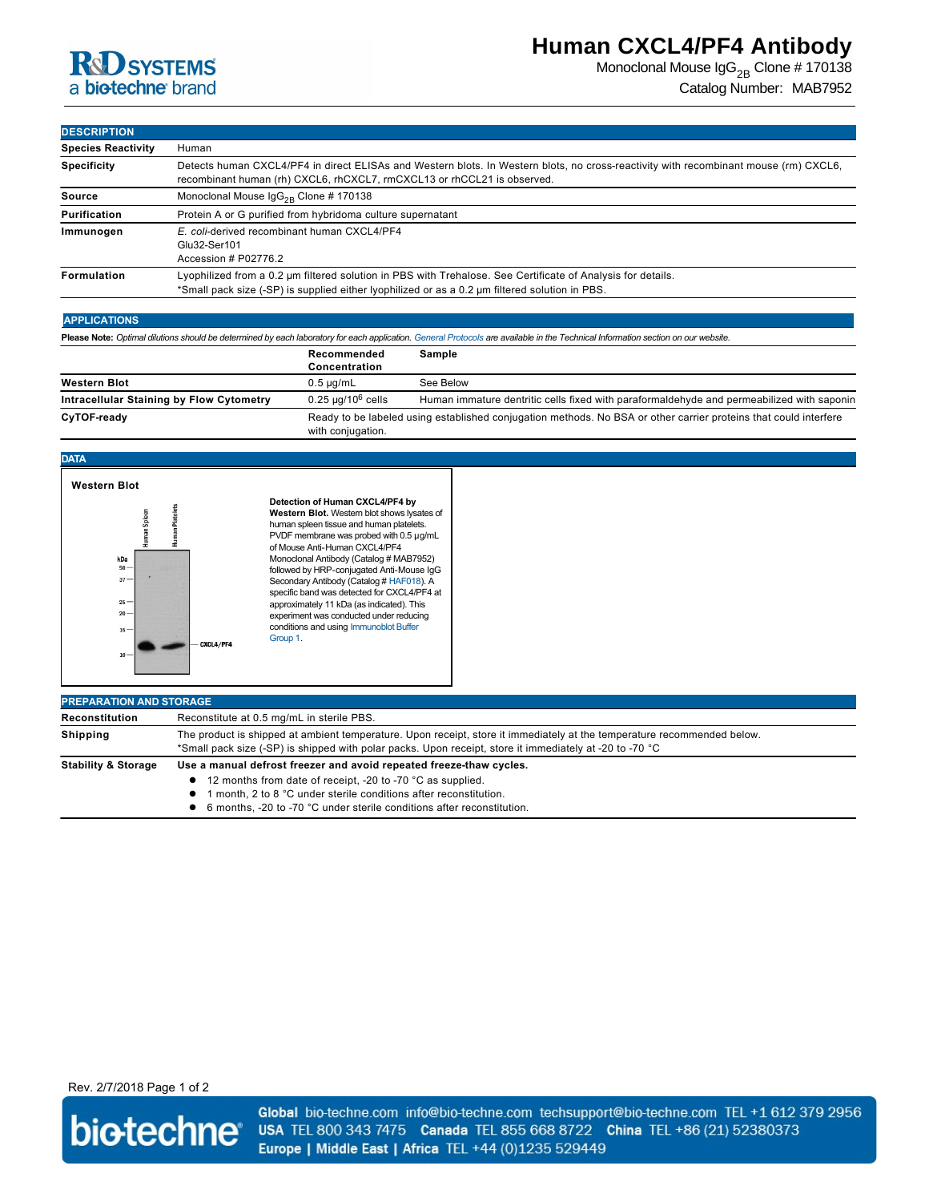# Human CXCL4/PF4 Antibody

Monoclonal Mouse $IgG_{2B}$ Clone # 170138

Catalog Number: MAB7952

## DESCRIPTION

| | |
|---|---|
| **Species Reactivity** | Human |
| **Specificity** | Detects human CXCL4/PF4 in direct ELISAs and Western blots. In Western blots, no cross-reactivity with recombinant mouse (rm) CXCL6, recombinant human (rh) CXCL6, rhCXCL7, rmCXCL13 or rhCCL21 is observed. |
| **Source** | Monoclonal Mouse $IgG_{2B}$ Clone # 170138 |
| **Purification** | Protein A or G purified from hybridoma culture supernatant |
| **Immunogen** | *E. coli*-derived recombinant human CXCL4/PF4<br>Glu32-Ser101<br>Accession # P02776.2 |
| **Formulation** | Lyophilized from a 0.2 μm filtered solution in PBS with Trehalose. See Certificate of Analysis for details.<br>*Small pack size (-SP) is supplied either lyophilized or as a 0.2 μm filtered solution in PBS. |

## APPLICATIONS

**Please Note:** *Optimal dilutions should be determined by each laboratory for each application. General Protocols are available in the Technical Information section on our website.*

| | Recommended Concentration | Sample |
|---|---|---|
| **Western Blot** | 0.5 μg/mL | See Below |
| **Intracellular Staining by Flow Cytometry** | 0.25 μg/$10^6$ cells | Human immature dentritic cells fixed with paraformaldehyde and permeabilized with saponin |
| **CyTOF-ready** | Ready to be labeled using established conjugation methods. No BSA or other carrier proteins that could interfere with conjugation. | |

## DATA

**Western Blot**

**Detection of Human CXCL4/PF4 by Western Blot.** Western blot shows lysates of human spleen tissue and human platelets. PVDF membrane was probed with 0.5 μg/mL of Mouse Anti-Human CXCL4/PF4 Monoclonal Antibody (Catalog # MAB7952) followed by HRP-conjugated Anti-Mouse IgG Secondary Antibody (Catalog # HAF018). A specific band was detected for CXCL4/PF4 at approximately 11 kDa (as indicated). This experiment was conducted under reducing conditions and using Immunoblot Buffer Group 1.

## PREPARATION AND STORAGE

| | |
|---|---|
| **Reconstitution** | Reconstitute at 0.5 mg/mL in sterile PBS. |
| **Shipping** | The product is shipped at ambient temperature. Upon receipt, store it immediately at the temperature recommended below.<br>*Small pack size (-SP) is shipped with polar packs. Upon receipt, store it immediately at -20 to -70 °C |
| **Stability & Storage** | **Use a manual defrost freezer and avoid repeated freeze-thaw cycles.**<br>● 12 months from date of receipt, -20 to -70 °C as supplied.<br>● 1 month, 2 to 8 °C under sterile conditions after reconstitution.<br>● 6 months, -20 to -70 °C under sterile conditions after reconstitution. |

Rev. 2/7/2018

**Global** bio-techne.com info@bio-techne.com techsupport@bio-techne.com TEL +1 612 379 2956
**USA** TEL 800 343 7475 **Canada** TEL 855 668 8722 **China** TEL +86 (21) 52380373
**Europe | Middle East | Africa** TEL +44 (0)1235 529449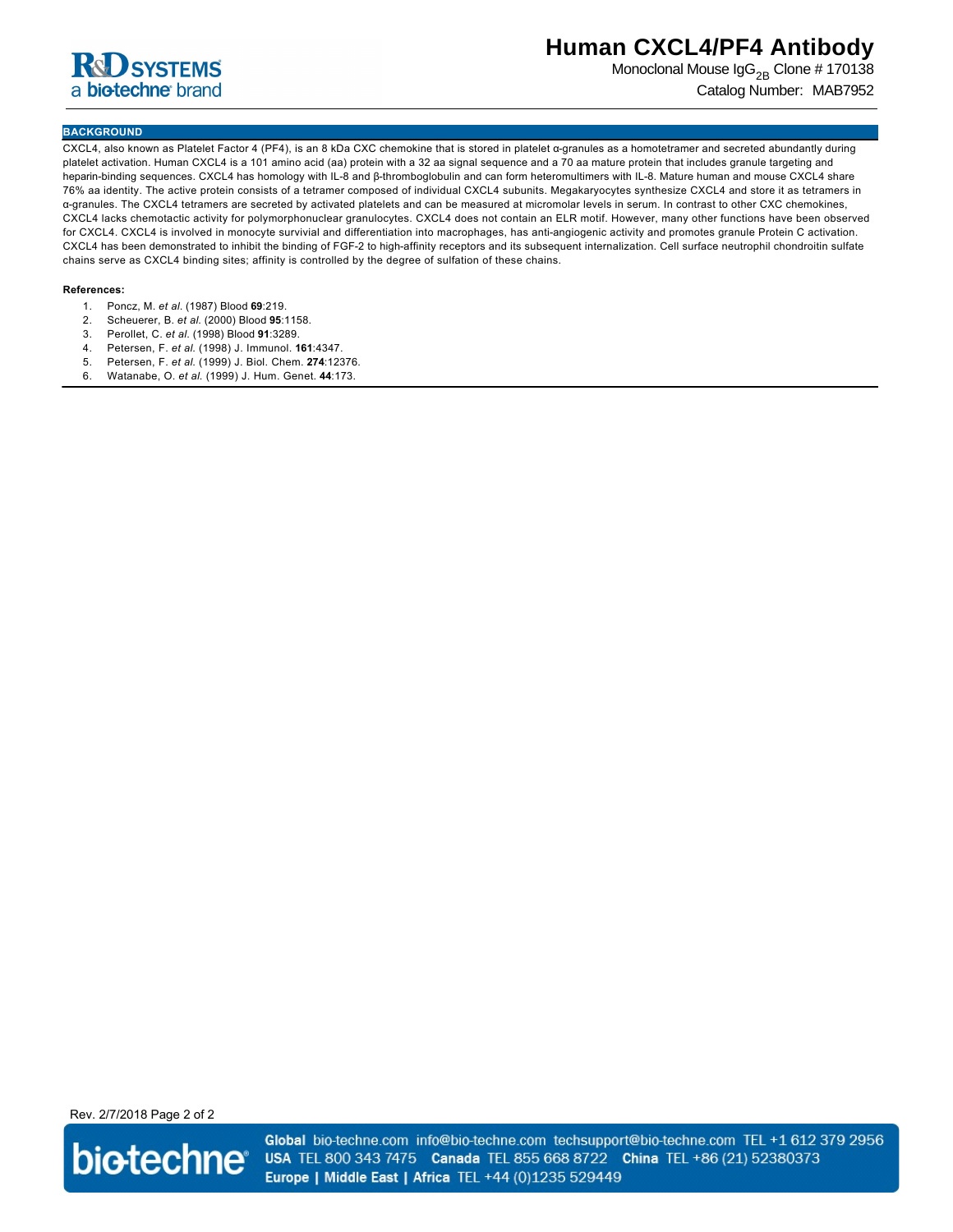# Human CXCL4/PF4 Antibody

Monoclonal Mouse $IgG_{2B}$ Clone # 170138

Catalog Number: MAB7952

## BACKGROUND

CXCL4, also known as Platelet Factor 4 (PF4), is an 8 kDa CXC chemokine that is stored in platelet α-granules as a homotetramer and secreted abundantly during platelet activation. Human CXCL4 is a 101 amino acid (aa) protein with a 32 aa signal sequence and a 70 aa mature protein that includes granule targeting and heparin-binding sequences. CXCL4 has homology with IL-8 and β-thromboglobulin and can form heteromultimers with IL-8. Mature human and mouse CXCL4 share 76% aa identity. The active protein consists of a tetramer composed of individual CXCL4 subunits. Megakaryocytes synthesize CXCL4 and store it as tetramers in α-granules. The CXCL4 tetramers are secreted by activated platelets and can be measured at micromolar levels in serum. In contrast to other CXC chemokines, CXCL4 lacks chemotactic activity for polymorphonuclear granulocytes. CXCL4 does not contain an ELR motif. However, many other functions have been observed for CXCL4. CXCL4 is involved in monocyte survivial and differentiation into macrophages, has anti-angiogenic activity and promotes granule Protein C activation. CXCL4 has been demonstrated to inhibit the binding of FGF-2 to high-affinity receptors and its subsequent internalization. Cell surface neutrophil chondroitin sulfate chains serve as CXCL4 binding sites; affinity is controlled by the degree of sulfation of these chains.

**References:**

1. Poncz, M. *et al*. (1987) Blood **69**:219.
2. Scheuerer, B. *et al.* (2000) Blood **95**:1158.
3. Perollet, C. *et al.* (1998) Blood **91**:3289.
4. Petersen, F. *et al.* (1998) J. Immunol. **161**:4347.
5. Petersen, F. *et al.* (1999) J. Biol. Chem. **274**:12376.
6. Watanabe, O. *et al.* (1999) J. Hum. Genet. **44**:173.

Rev. 2/7/2018

**Global** bio-techne.com info@bio-techne.com techsupport@bio-techne.com TEL +1 612 379 2956 **USA** TEL 800 343 7475 **Canada** TEL 855 668 8722 **China** TEL +86 (21) 52380373 **Europe | Middle East | Africa** TEL +44 (0)1235 529449